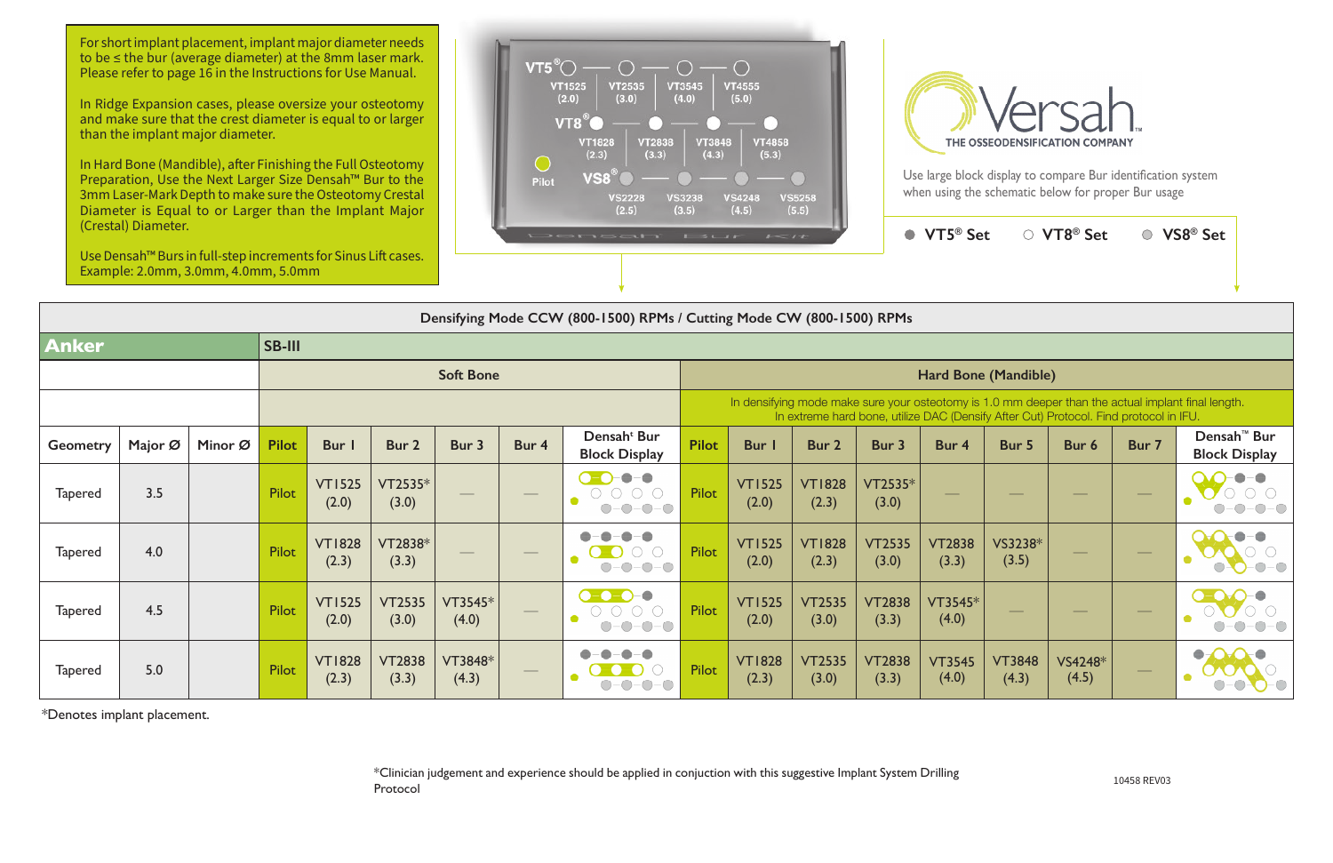For short implant placement, implant major diameter needs to be ≤ the bur (average diameter) at the 8mm laser mark. Please refer to page 16 in the Instructions for Use Manual.

In Ridge Expansion cases, please oversize your osteotomy and make sure that the crest diameter is equal to or larger than the implant major diameter.

In Hard Bone (Mandible), after Finishing the Full Osteotomy Preparation, Use the Next Larger Size Densah™ Bur to the 3mm Laser-Mark Depth to make sure the Osteotomy Crestal Diameter is Equal to or Larger than the Implant Major (Crestal) Diameter.

Use Densah™ Burs in full-step increments for Sinus Lift cases. Example: 2.0mm, 3.0mm, 4.0mm, 5.0mm

VT5® — VT1525 (2.0), VT2535 (3.0), VT3545 (4.0), VT4555 (5.0)
VT8® — VT1828 (2.3), VT2838 (3.3), VT3848 (4.3), VT4858 (5.3)
VS8® — VS2228 (2.5), VS3238 (3.5), VS4248 (4.5), VS5258 (5.5)
Pilot

Versah — THE OSSEODENSIFICATION COMPANY™

Use large block display to compare Bur identification system when using the schematic below for proper Bur usage

● VT5® Set ○ VT8® Set ◎ VS8® Set

**Densifying Mode CCW (800-1500) RPMs / Cutting Mode CW (800-1500) RPMs**

| **Anker** | | | **SB-III** | | | | | | | | | | | | | | |
|---|---|---|---|---|---|---|---|---|---|---|---|---|---|---|---|---|---|
| | | | **Soft Bone** | | | | | | **Hard Bone (Mandible)** | | | | | | | | |
| | | | | | | | | | In densifying mode make sure your osteotomy is 1.0 mm deeper than the actual implant final length. In extreme hard bone, utilize DAC (Densify After Cut) Protocol. Find protocol in IFU. | | | | | | | | |
| **Geometry** | **Major Ø** | **Minor Ø** | **Pilot** | **Bur 1** | **Bur 2** | **Bur 3** | **Bur 4** | **Densah™ Bur Block Display** | **Pilot** | **Bur 1** | **Bur 2** | **Bur 3** | **Bur 4** | **Bur 5** | **Bur 6** | **Bur 7** | **Densah™ Bur Block Display** |
| Tapered | 3.5 | | Pilot | VT1525 (2.0) | VT2535* (3.0) | — | — | | Pilot | VT1525 (2.0) | VT1828 (2.3) | VT2535* (3.0) | — | — | — | — | |
| Tapered | 4.0 | | Pilot | VT1828 (2.3) | VT2838* (3.3) | — | — | | Pilot | VT1525 (2.0) | VT1828 (2.3) | VT2535 (3.0) | VT2838 (3.3) | VS3238* (3.5) | — | — | |
| Tapered | 4.5 | | Pilot | VT1525 (2.0) | VT2535 (3.0) | VT3545* (4.0) | — | | Pilot | VT1525 (2.0) | VT2535 (3.0) | VT2838 (3.3) | VT3545* (4.0) | — | — | — | |
| Tapered | 5.0 | | Pilot | VT1828 (2.3) | VT2838 (3.3) | VT3848* (4.3) | — | | Pilot | VT1828 (2.3) | VT2535 (3.0) | VT2838 (3.3) | VT3545 (4.0) | VT3848 (4.3) | VS4248* (4.5) | — | |

*Denotes implant placement.

*Clinician judgement and experience should be applied in conjuction with this suggestive Implant System Drilling Protocol

10458 REV03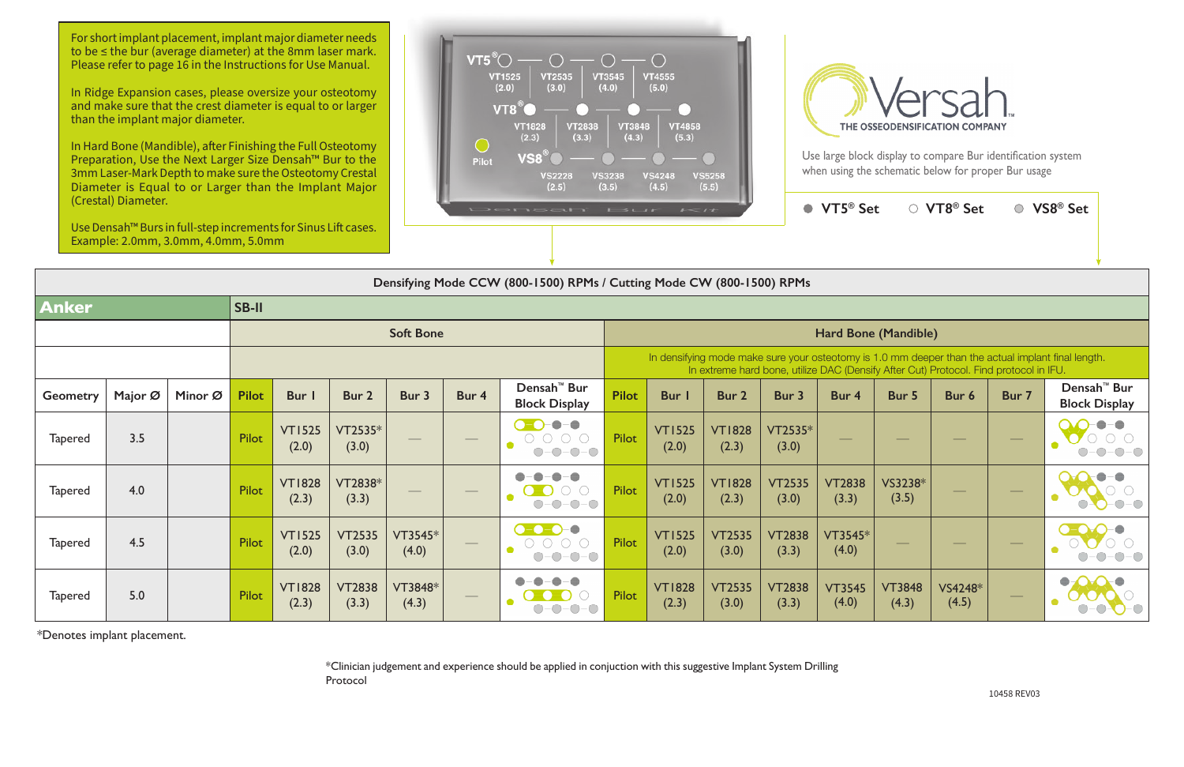For short implant placement, implant major diameter needs to be ≤ the bur (average diameter) at the 8mm laser mark. Please refer to page 16 in the Instructions for Use Manual.

In Ridge Expansion cases, please oversize your osteotomy and make sure that the crest diameter is equal to or larger than the implant major diameter.

In Hard Bone (Mandible), after Finishing the Full Osteotomy Preparation, Use the Next Larger Size Densah™ Bur to the 3mm Laser-Mark Depth to make sure the Osteotomy Crestal Diameter is Equal to or Larger than the Implant Major (Crestal) Diameter.

Use Densah™ Burs in full-step increments for Sinus Lift cases. Example: 2.0mm, 3.0mm, 4.0mm, 5.0mm

VT5® — VT1525 (2.0), VT2535 (3.0), VT3545 (4.0), VT4555 (5.0)
VT8® — VT1828 (2.3), VT2838 (3.3), VT3848 (4.3), VT4858 (5.3)
VS8® — VS2228 (2.5), VS3238 (3.5), VS4248 (4.5), VS5258 (5.5)
Pilot

Densah Bur Kit

Versah THE OSSEODENSIFICATION COMPANY

Use large block display to compare Bur identification system when using the schematic below for proper Bur usage

● VT5® Set ○ VT8® Set ◎ VS8® Set

**Densifying Mode CCW (800-1500) RPMs / Cutting Mode CW (800-1500) RPMs**

| **Anker** | | | **SB-II** | | | | | | | | | | | | | | |
|---|---|---|---|---|---|---|---|---|---|---|---|---|---|---|---|---|---|
| | | | **Soft Bone** | | | | | | **Hard Bone (Mandible)** | | | | | | | | |
| | | | | | | | | | In densifying mode make sure your osteotomy is 1.0 mm deeper than the actual implant final length. In extreme hard bone, utilize DAC (Densify After Cut) Protocol. Find protocol in IFU. | | | | | | | | |
| **Geometry** | **Major Ø** | **Minor Ø** | **Pilot** | **Bur 1** | **Bur 2** | **Bur 3** | **Bur 4** | **Densah™ Bur Block Display** | **Pilot** | **Bur 1** | **Bur 2** | **Bur 3** | **Bur 4** | **Bur 5** | **Bur 6** | **Bur 7** | **Densah™ Bur Block Display** |
| Tapered | 3.5 | | Pilot | VT1525 (2.0) | VT2535* (3.0) | — | — | | Pilot | VT1525 (2.0) | VT1828 (2.3) | VT2535* (3.0) | — | — | — | — | |
| Tapered | 4.0 | | Pilot | VT1828 (2.3) | VT2838* (3.3) | — | — | | Pilot | VT1525 (2.0) | VT1828 (2.3) | VT2535 (3.0) | VT2838 (3.3) | VS3238* (3.5) | — | — | |
| Tapered | 4.5 | | Pilot | VT1525 (2.0) | VT2535 (3.0) | VT3545* (4.0) | — | | Pilot | VT1525 (2.0) | VT2535 (3.0) | VT2838 (3.3) | VT3545* (4.0) | — | — | — | |
| Tapered | 5.0 | | Pilot | VT1828 (2.3) | VT2838 (3.3) | VT3848* (4.3) | — | | Pilot | VT1828 (2.3) | VT2535 (3.0) | VT2838 (3.3) | VT3545 (4.0) | VT3848 (4.3) | VS4248* (4.5) | — | |

*Denotes implant placement.

*Clinician judgement and experience should be applied in conjuction with this suggestive Implant System Drilling Protocol

10458 REV03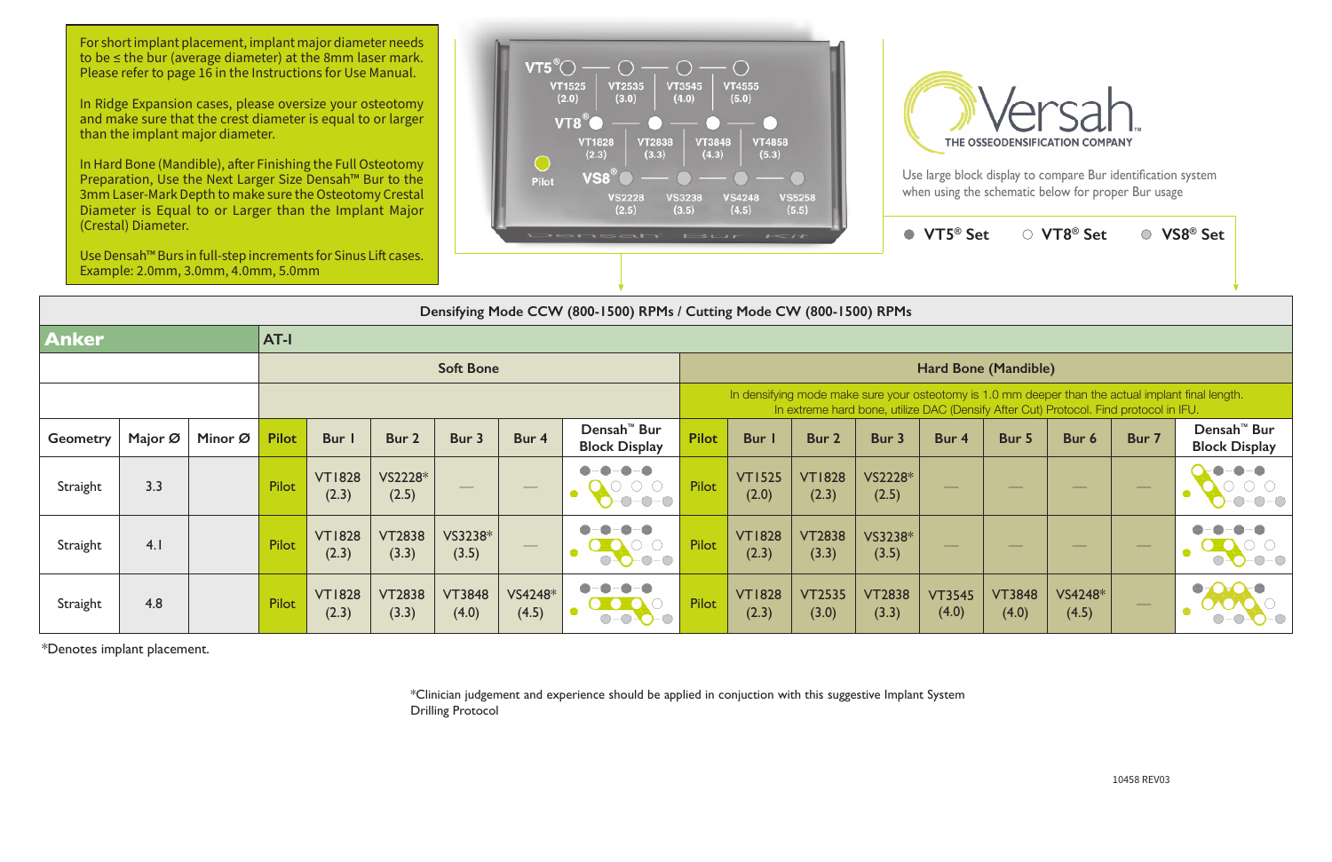For short implant placement, implant major diameter needs to be ≤ the bur (average diameter) at the 8mm laser mark. Please refer to page 16 in the Instructions for Use Manual.

In Ridge Expansion cases, please oversize your osteotomy and make sure that the crest diameter is equal to or larger than the implant major diameter.

In Hard Bone (Mandible), after Finishing the Full Osteotomy Preparation, Use the Next Larger Size Densah™ Bur to the 3mm Laser-Mark Depth to make sure the Osteotomy Crestal Diameter is Equal to or Larger than the Implant Major (Crestal) Diameter.

Use Densah™ Burs in full-step increments for Sinus Lift cases. Example: 2.0mm, 3.0mm, 4.0mm, 5.0mm

VT5® — VT1525 (2.0), VT2535 (3.0), VT3545 (4.0), VT4555 (5.0)
VT8® — VT1828 (2.3), VT2838 (3.3), VT3848 (4.3), VT4858 (5.3)
Pilot
VS8® — VS2228 (2.5), VS3238 (3.5), VS4248 (4.5), VS5258 (5.5)

Versah
THE OSSEODENSIFICATION COMPANY™

Use large block display to compare Bur identification system when using the schematic below for proper Bur usage

● VT5® Set ○ VT8® Set ◎ VS8® Set

**Densifying Mode CCW (800-1500) RPMs / Cutting Mode CW (800-1500) RPMs**

| **Anker** | | | **AT-I** | | | | | | | | | | | | | | |
|---|---|---|---|---|---|---|---|---|---|---|---|---|---|---|---|---|---|
| | | | **Soft Bone** | | | | | | **Hard Bone (Mandible)** | | | | | | | | |
| | | | | | | | | | In densifying mode make sure your osteotomy is 1.0 mm deeper than the actual implant final length. In extreme hard bone, utilize DAC (Densify After Cut) Protocol. Find protocol in IFU. | | | | | | | | |
| **Geometry** | **Major Ø** | **Minor Ø** | **Pilot** | **Bur 1** | **Bur 2** | **Bur 3** | **Bur 4** | **Densah™ Bur Block Display** | **Pilot** | **Bur 1** | **Bur 2** | **Bur 3** | **Bur 4** | **Bur 5** | **Bur 6** | **Bur 7** | **Densah™ Bur Block Display** |
| Straight | 3.3 | | Pilot | VT1828 (2.3) | VS2228* (2.5) | — | — | | Pilot | VT1525 (2.0) | VT1828 (2.3) | VS2228* (2.5) | — | — | — | — | |
| Straight | 4.1 | | Pilot | VT1828 (2.3) | VT2838 (3.3) | VS3238* (3.5) | — | | Pilot | VT1828 (2.3) | VT2838 (3.3) | VS3238* (3.5) | — | — | — | — | |
| Straight | 4.8 | | Pilot | VT1828 (2.3) | VT2838 (3.3) | VT3848 (4.0) | VS4248* (4.5) | | Pilot | VT1828 (2.3) | VT2535 (3.0) | VT2838 (3.3) | VT3545 (4.0) | VT3848 (4.0) | VS4248* (4.5) | — | |

*Denotes implant placement.

*Clinician judgement and experience should be applied in conjuction with this suggestive Implant System Drilling Protocol

10458 REV03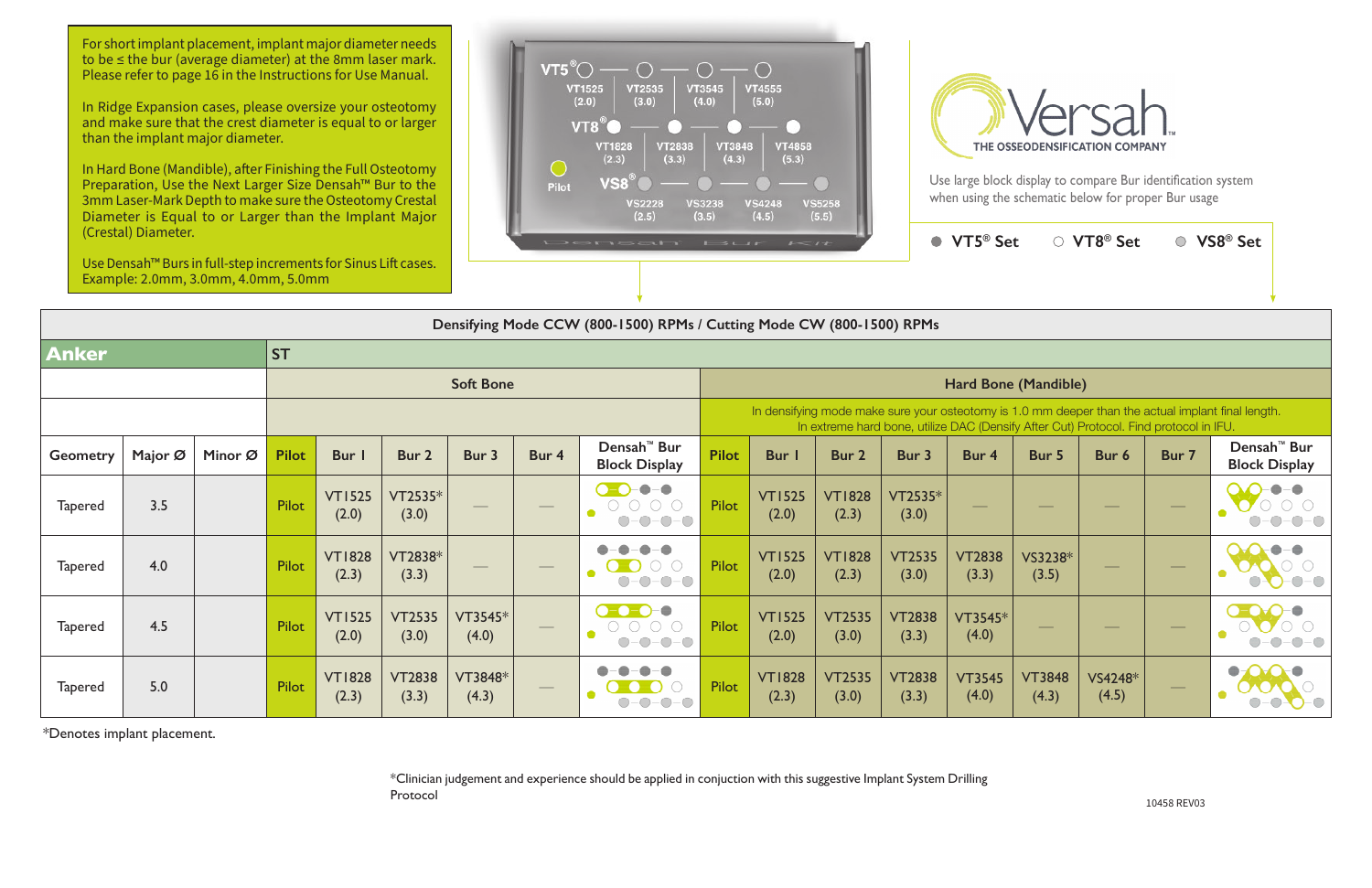For short implant placement, implant major diameter needs to be ≤ the bur (average diameter) at the 8mm laser mark. Please refer to page 16 in the Instructions for Use Manual.

In Ridge Expansion cases, please oversize your osteotomy and make sure that the crest diameter is equal to or larger than the implant major diameter.

In Hard Bone (Mandible), after Finishing the Full Osteotomy Preparation, Use the Next Larger Size Densah™ Bur to the 3mm Laser-Mark Depth to make sure the Osteotomy Crestal Diameter is Equal to or Larger than the Implant Major (Crestal) Diameter.

Use Densah™ Burs in full-step increments for Sinus Lift cases. Example: 2.0mm, 3.0mm, 4.0mm, 5.0mm

VT5® VT1525 (2.0) VT2535 (3.0) VT3545 (4.0) VT4555 (5.0)

VT8® VT1828 (2.3) VT2838 (3.3) VT3848 (4.3) VT4858 (5.3)

Pilot VS8® VS2228 (2.5) VS3238 (3.5) VS4248 (4.5) VS5258 (5.5)

Densah Bur Kit

Versah THE OSSEODENSIFICATION COMPANY

Use large block display to compare Bur identification system when using the schematic below for proper Bur usage

● VT5® Set ○ VT8® Set ◎ VS8® Set

| Densifying Mode CCW (800-1500) RPMs / Cutting Mode CW (800-1500) RPMs | | | | | | | | | | | | | | | | | | | |
|---|---|---|---|---|---|---|---|---|---|---|---|---|---|---|---|---|---|---|---|
| **Anker** | | | ST | | | | | | | | | | | | | | | | |
| | | | Soft Bone | | | | | | Hard Bone (Mandible) | | | | | | | | | | |
| | | | | | | | | | In densifying mode make sure your osteotomy is 1.0 mm deeper than the actual implant final length. In extreme hard bone, utilize DAC (Densify After Cut) Protocol. Find protocol in IFU. | | | | | | | | | | |
| Geometry | Major Ø | Minor Ø | Pilot | Bur 1 | Bur 2 | Bur 3 | Bur 4 | Densah™ Bur Block Display | Pilot | Bur 1 | Bur 2 | Bur 3 | Bur 4 | Bur 5 | Bur 6 | Bur 7 | Densah™ Bur Block Display | | |
| Tapered | 3.5 | | Pilot | VT1525 (2.0) | VT2535* (3.0) | — | — | | Pilot | VT1525 (2.0) | VT1828 (2.3) | VT2535* (3.0) | — | — | — | — | | | |
| Tapered | 4.0 | | Pilot | VT1828 (2.3) | VT2838* (3.3) | — | — | | Pilot | VT1525 (2.0) | VT1828 (2.3) | VT2535 (3.0) | VT2838 (3.3) | VS3238* (3.5) | — | — | | | |
| Tapered | 4.5 | | Pilot | VT1525 (2.0) | VT2535 (3.0) | VT3545* (4.0) | — | | Pilot | VT1525 (2.0) | VT2535 (3.0) | VT2838 (3.3) | VT3545* (4.0) | — | — | — | | | |
| Tapered | 5.0 | | Pilot | VT1828 (2.3) | VT2838 (3.3) | VT3848* (4.3) | — | | Pilot | VT1828 (2.3) | VT2535 (3.0) | VT2838 (3.3) | VT3545 (4.0) | VT3848 (4.3) | VS4248* (4.5) | — | | | |

*Denotes implant placement.

*Clinician judgement and experience should be applied in conjuction with this suggestive Implant System Drilling Protocol

10458 REV03